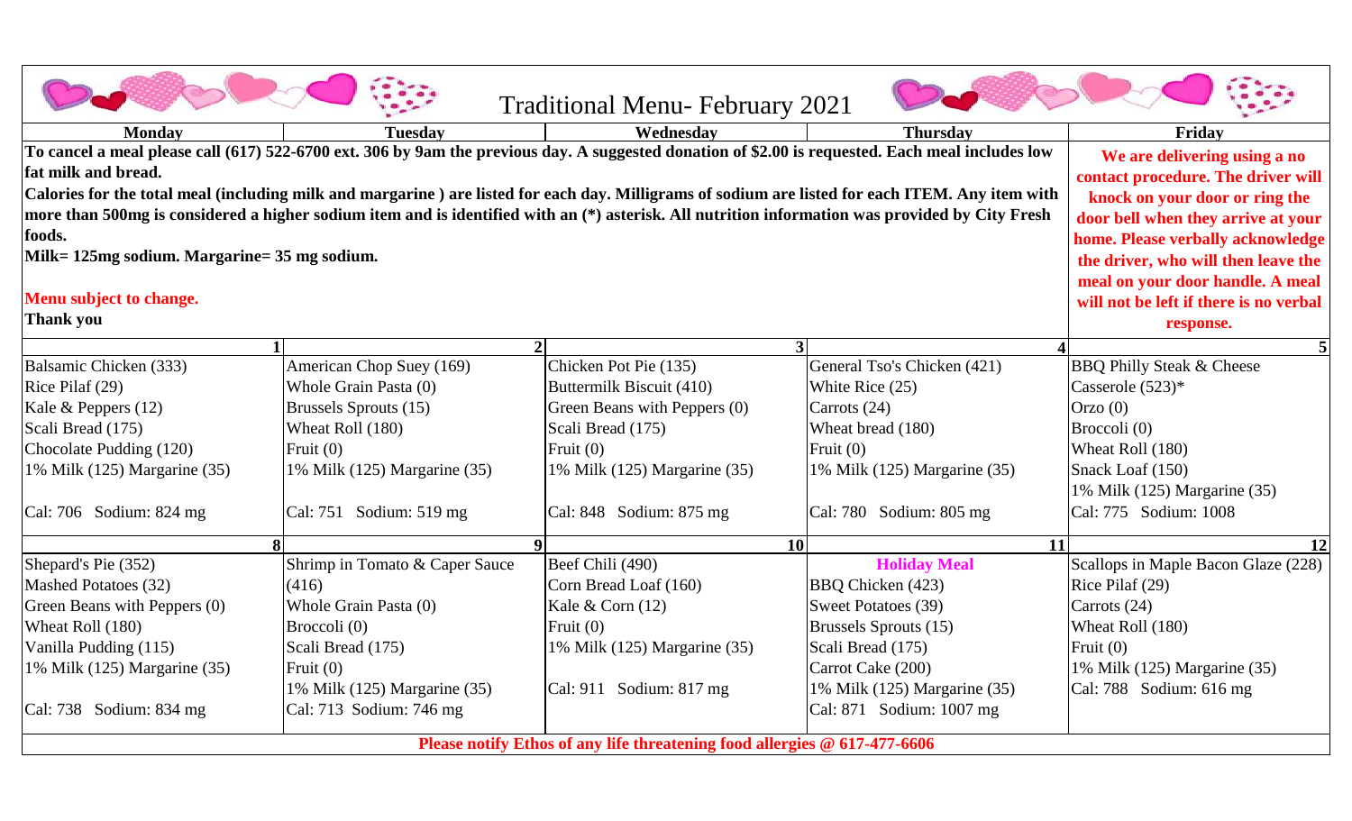# Traditional Menu- February 2021

**To cancel a meal please call (617) 522-6700 ext. 306 by 9am the previous day. A suggested donation of $2.00 is requested. Each meal includes low fat milk and bread.**

**Calories for the total meal (including milk and margarine ) are listed for each day. Milligrams of sodium are listed for each ITEM. Any item with more than 500mg is considered a higher sodium item and is identified with an (*) asterisk. All nutrition information was provided by City Fresh foods.**

**Milk= 125mg sodium. Margarine= 35 mg sodium.**

**Menu subject to change.**

**Thank you**

**We are delivering using a no contact procedure. The driver will knock on your door or ring the door bell when they arrive at your home. Please verbally acknowledge the driver, who will then leave the meal on your door handle. A meal will not be left if there is no verbal response.**

| Monday | Tuesday | Wednesday | Thursday | Friday |
|---|---|---|---|---|
| **1** | **2** | **3** | **4** | **5** |
| Balsamic Chicken (333)<br>Rice Pilaf (29)<br>Kale & Peppers (12)<br>Scali Bread (175)<br>Chocolate Pudding (120)<br>1% Milk (125) Margarine (35)<br><br>Cal: 706 Sodium: 824 mg | American Chop Suey (169)<br>Whole Grain Pasta (0)<br>Brussels Sprouts (15)<br>Wheat Roll (180)<br>Fruit (0)<br>1% Milk (125) Margarine (35)<br><br>Cal: 751 Sodium: 519 mg | Chicken Pot Pie (135)<br>Buttermilk Biscuit (410)<br>Green Beans with Peppers (0)<br>Scali Bread (175)<br>Fruit (0)<br>1% Milk (125) Margarine (35)<br><br>Cal: 848 Sodium: 875 mg | General Tso's Chicken (421)<br>White Rice (25)<br>Carrots (24)<br>Wheat bread (180)<br>Fruit (0)<br>1% Milk (125) Margarine (35)<br><br>Cal: 780 Sodium: 805 mg | BBQ Philly Steak & Cheese Casserole (523)*<br>Orzo (0)<br>Broccoli (0)<br>Wheat Roll (180)<br>Snack Loaf (150)<br>1% Milk (125) Margarine (35)<br>Cal: 775 Sodium: 1008 |
| **8** | **9** | **10** | **11** | **12** |
| Shepard's Pie (352)<br>Mashed Potatoes (32)<br>Green Beans with Peppers (0)<br>Wheat Roll (180)<br>Vanilla Pudding (115)<br>1% Milk (125) Margarine (35)<br><br>Cal: 738 Sodium: 834 mg | Shrimp in Tomato & Caper Sauce (416)<br>Whole Grain Pasta (0)<br>Broccoli (0)<br>Scali Bread (175)<br>Fruit (0)<br>1% Milk (125) Margarine (35)<br>Cal: 713 Sodium: 746 mg | Beef Chili (490)<br>Corn Bread Loaf (160)<br>Kale & Corn (12)<br>Fruit (0)<br>1% Milk (125) Margarine (35)<br><br>Cal: 911 Sodium: 817 mg | **Holiday Meal**<br>BBQ Chicken (423)<br>Sweet Potatoes (39)<br>Brussels Sprouts (15)<br>Scali Bread (175)<br>Carrot Cake (200)<br>1% Milk (125) Margarine (35)<br>Cal: 871 Sodium: 1007 mg | Scallops in Maple Bacon Glaze (228)<br>Rice Pilaf (29)<br>Carrots (24)<br>Wheat Roll (180)<br>Fruit (0)<br>1% Milk (125) Margarine (35)<br>Cal: 788 Sodium: 616 mg |

**Please notify Ethos of any life threatening food allergies @ 617-477-6606**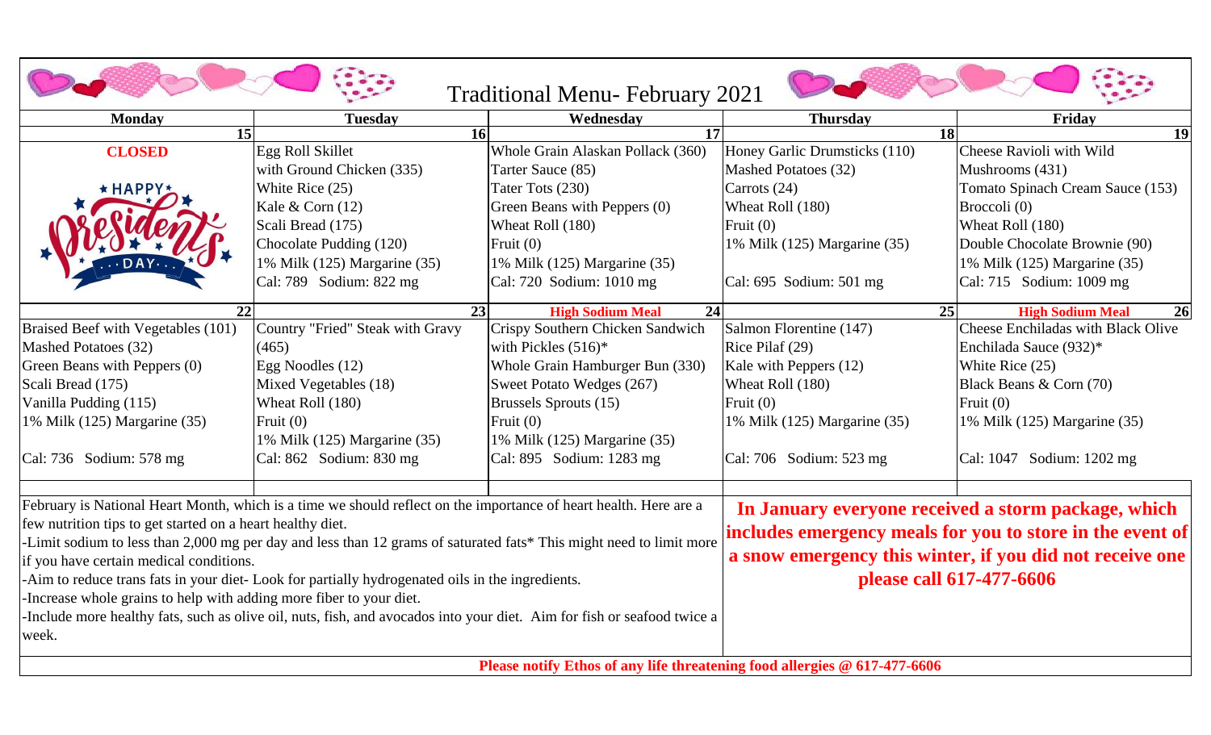# Traditional Menu- February 2021

| Monday | Tuesday | Wednesday | Thursday | Friday |
|---|---|---|---|---|
| 15 | 16 | 17 | 18 | 19 |
| **CLOSED**<br><br>HAPPY President's DAY | Egg Roll Skillet with Ground Chicken (335)<br>White Rice (25)<br>Kale & Corn (12)<br>Scali Bread (175)<br>Chocolate Pudding (120)<br>1% Milk (125) Margarine (35)<br>Cal: 789 Sodium: 822 mg | Whole Grain Alaskan Pollack (360)<br>Tarter Sauce (85)<br>Tater Tots (230)<br>Green Beans with Peppers (0)<br>Wheat Roll (180)<br>Fruit (0)<br>1% Milk (125) Margarine (35)<br>Cal: 720 Sodium: 1010 mg | Honey Garlic Drumsticks (110)<br>Mashed Potatoes (32)<br>Carrots (24)<br>Wheat Roll (180)<br>Fruit (0)<br>1% Milk (125) Margarine (35)<br><br>Cal: 695 Sodium: 501 mg | Cheese Ravioli with Wild Mushrooms (431)<br>Tomato Spinach Cream Sauce (153)<br>Broccoli (0)<br>Wheat Roll (180)<br>Double Chocolate Brownie (90)<br>1% Milk (125) Margarine (35)<br>Cal: 715 Sodium: 1009 mg |
| 22 | 23 | **High Sodium Meal** 24 | 25 | **High Sodium Meal** 26 |
| Braised Beef with Vegetables (101)<br>Mashed Potatoes (32)<br>Green Beans with Peppers (0)<br>Scali Bread (175)<br>Vanilla Pudding (115)<br>1% Milk (125) Margarine (35)<br><br>Cal: 736 Sodium: 578 mg | Country "Fried" Steak with Gravy (465)<br>Egg Noodles (12)<br>Mixed Vegetables (18)<br>Wheat Roll (180)<br>Fruit (0)<br>1% Milk (125) Margarine (35)<br>Cal: 862 Sodium: 830 mg | Crispy Southern Chicken Sandwich with Pickles (516)*<br>Whole Grain Hamburger Bun (330)<br>Sweet Potato Wedges (267)<br>Brussels Sprouts (15)<br>Fruit (0)<br>1% Milk (125) Margarine (35)<br>Cal: 895 Sodium: 1283 mg | Salmon Florentine (147)<br>Rice Pilaf (29)<br>Kale with Peppers (12)<br>Wheat Roll (180)<br>Fruit (0)<br>1% Milk (125) Margarine (35)<br><br>Cal: 706 Sodium: 523 mg | Cheese Enchiladas with Black Olive Enchilada Sauce (932)*<br>White Rice (25)<br>Black Beans & Corn (70)<br>Fruit (0)<br>1% Milk (125) Margarine (35)<br><br>Cal: 1047 Sodium: 1202 mg |

February is National Heart Month, which is a time we should reflect on the importance of heart health. Here are a few nutrition tips to get started on a heart healthy diet.
-Limit sodium to less than 2,000 mg per day and less than 12 grams of saturated fats* This might need to limit more if you have certain medical conditions.
-Aim to reduce trans fats in your diet- Look for partially hydrogenated oils in the ingredients.
-Increase whole grains to help with adding more fiber to your diet.
-Include more healthy fats, such as olive oil, nuts, fish, and avocados into your diet. Aim for fish or seafood twice a week.

**In January everyone received a storm package, which includes emergency meals for you to store in the event of a snow emergency this winter, if you did not receive one please call 617-477-6606**

**Please notify Ethos of any life threatening food allergies @ 617-477-6606**